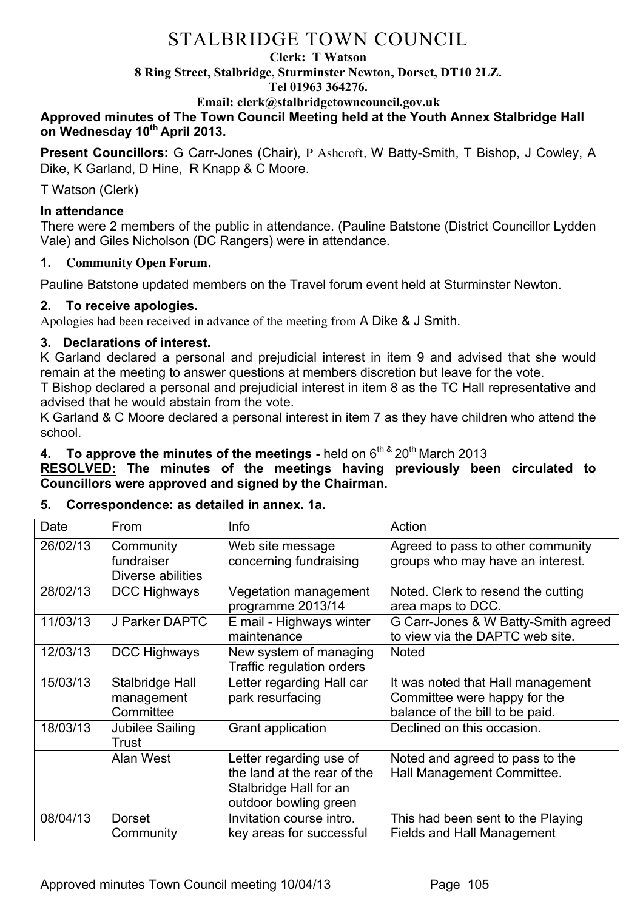# STALBRIDGE TOWN COUNCIL

**Clerk: T Watson**
**8 Ring Street, Stalbridge, Sturminster Newton, Dorset, DT10 2LZ.**
**Tel 01963 364276.**
**Email: clerk@stalbridgetowncouncil.gov.uk**

**Approved minutes of The Town Council Meeting held at the Youth Annex Stalbridge Hall on Wednesday 10th April 2013.**

**Present Councillors:** G Carr-Jones (Chair), P Ashcroft, W Batty-Smith, T Bishop, J Cowley, A Dike, K Garland, D Hine, R Knapp & C Moore.

T Watson (Clerk)

**In attendance**

There were 2 members of the public in attendance. (Pauline Batstone (District Councillor Lydden Vale) and Giles Nicholson (DC Rangers) were in attendance.

## 1. Community Open Forum.

Pauline Batstone updated members on the Travel forum event held at Sturminster Newton.

## 2. To receive apologies.

Apologies had been received in advance of the meeting from A Dike & J Smith.

## 3. Declarations of interest.

K Garland declared a personal and prejudicial interest in item 9 and advised that she would remain at the meeting to answer questions at members discretion but leave for the vote.

T Bishop declared a personal and prejudicial interest in item 8 as the TC Hall representative and advised that he would abstain from the vote.

K Garland & C Moore declared a personal interest in item 7 as they have children who attend the school.

## 4. To approve the minutes of the meetings - held on 6th & 20th March 2013

**RESOLVED: The minutes of the meetings having previously been circulated to Councillors were approved and signed by the Chairman.**

## 5. Correspondence: as detailed in annex. 1a.

| Date | From | Info | Action |
|---|---|---|---|
| 26/02/13 | Community fundraiser Diverse abilities | Web site message concerning fundraising | Agreed to pass to other community groups who may have an interest. |
| 28/02/13 | DCC Highways | Vegetation management programme 2013/14 | Noted. Clerk to resend the cutting area maps to DCC. |
| 11/03/13 | J Parker DAPTC | E mail - Highways winter maintenance | G Carr-Jones & W Batty-Smith agreed to view via the DAPTC web site. |
| 12/03/13 | DCC Highways | New system of managing Traffic regulation orders | Noted |
| 15/03/13 | Stalbridge Hall management Committee | Letter regarding Hall car park resurfacing | It was noted that Hall management Committee were happy for the balance of the bill to be paid. |
| 18/03/13 | Jubilee Sailing Trust | Grant application | Declined on this occasion. |
| | Alan West | Letter regarding use of the land at the rear of the Stalbridge Hall for an outdoor bowling green | Noted and agreed to pass to the Hall Management Committee. |
| 08/04/13 | Dorset Community | Invitation course intro. key areas for successful | This had been sent to the Playing Fields and Hall Management |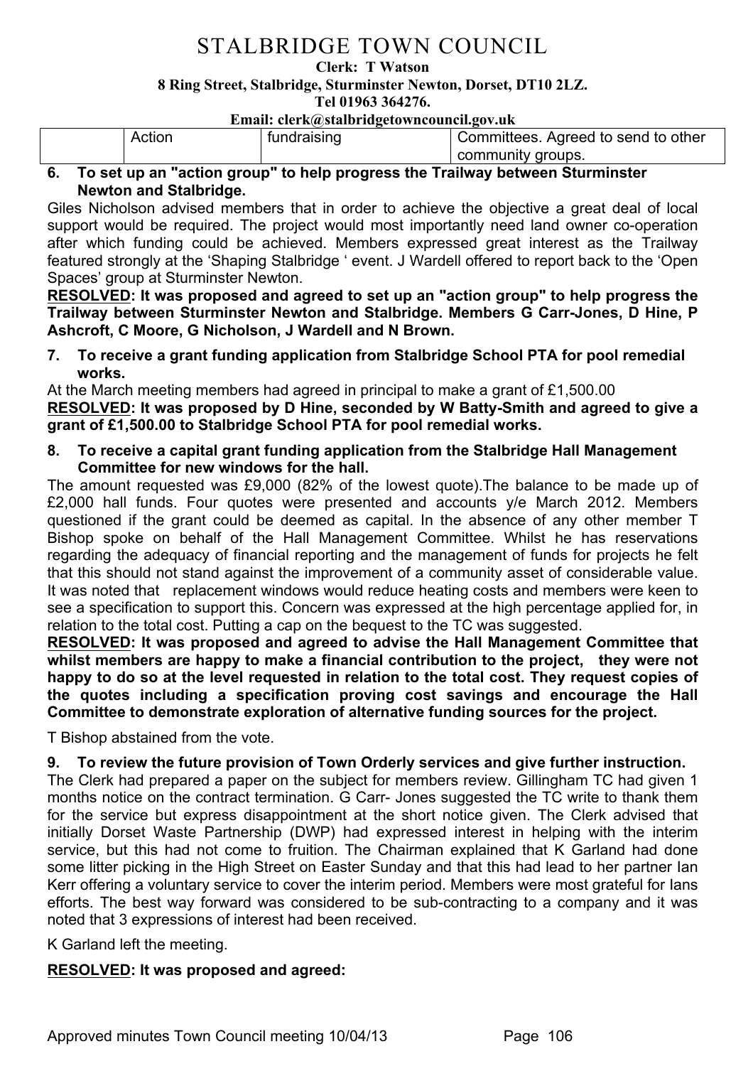# STALBRIDGE TOWN COUNCIL

**Clerk: T Watson**

**8 Ring Street, Stalbridge, Sturminster Newton, Dorset, DT10 2LZ.**

**Tel 01963 364276.**

**Email: clerk@stalbridgetowncouncil.gov.uk**

| | | | |
|---|---|---|---|
| | Action | fundraising | Committees. Agreed to send to other community groups. |

**6. To set up an "action group" to help progress the Trailway between Sturminster Newton and Stalbridge.**

Giles Nicholson advised members that in order to achieve the objective a great deal of local support would be required. The project would most importantly need land owner co-operation after which funding could be achieved. Members expressed great interest as the Trailway featured strongly at the 'Shaping Stalbridge ' event. J Wardell offered to report back to the 'Open Spaces' group at Sturminster Newton.

**RESOLVED: It was proposed and agreed to set up an "action group" to help progress the Trailway between Sturminster Newton and Stalbridge. Members G Carr-Jones, D Hine, P Ashcroft, C Moore, G Nicholson, J Wardell and N Brown.**

**7. To receive a grant funding application from Stalbridge School PTA for pool remedial works.**

At the March meeting members had agreed in principal to make a grant of £1,500.00

**RESOLVED: It was proposed by D Hine, seconded by W Batty-Smith and agreed to give a grant of £1,500.00 to Stalbridge School PTA for pool remedial works.**

**8. To receive a capital grant funding application from the Stalbridge Hall Management Committee for new windows for the hall.**

The amount requested was £9,000 (82% of the lowest quote).The balance to be made up of £2,000 hall funds. Four quotes were presented and accounts y/e March 2012. Members questioned if the grant could be deemed as capital. In the absence of any other member T Bishop spoke on behalf of the Hall Management Committee. Whilst he has reservations regarding the adequacy of financial reporting and the management of funds for projects he felt that this should not stand against the improvement of a community asset of considerable value. It was noted that replacement windows would reduce heating costs and members were keen to see a specification to support this. Concern was expressed at the high percentage applied for, in relation to the total cost. Putting a cap on the bequest to the TC was suggested.

**RESOLVED: It was proposed and agreed to advise the Hall Management Committee that whilst members are happy to make a financial contribution to the project, they were not happy to do so at the level requested in relation to the total cost. They request copies of the quotes including a specification proving cost savings and encourage the Hall Committee to demonstrate exploration of alternative funding sources for the project.**

T Bishop abstained from the vote.

**9. To review the future provision of Town Orderly services and give further instruction.**

The Clerk had prepared a paper on the subject for members review. Gillingham TC had given 1 months notice on the contract termination. G Carr- Jones suggested the TC write to thank them for the service but express disappointment at the short notice given. The Clerk advised that initially Dorset Waste Partnership (DWP) had expressed interest in helping with the interim service, but this had not come to fruition. The Chairman explained that K Garland had done some litter picking in the High Street on Easter Sunday and that this had lead to her partner Ian Kerr offering a voluntary service to cover the interim period. Members were most grateful for Ians efforts. The best way forward was considered to be sub-contracting to a company and it was noted that 3 expressions of interest had been received.

K Garland left the meeting.

**RESOLVED: It was proposed and agreed:**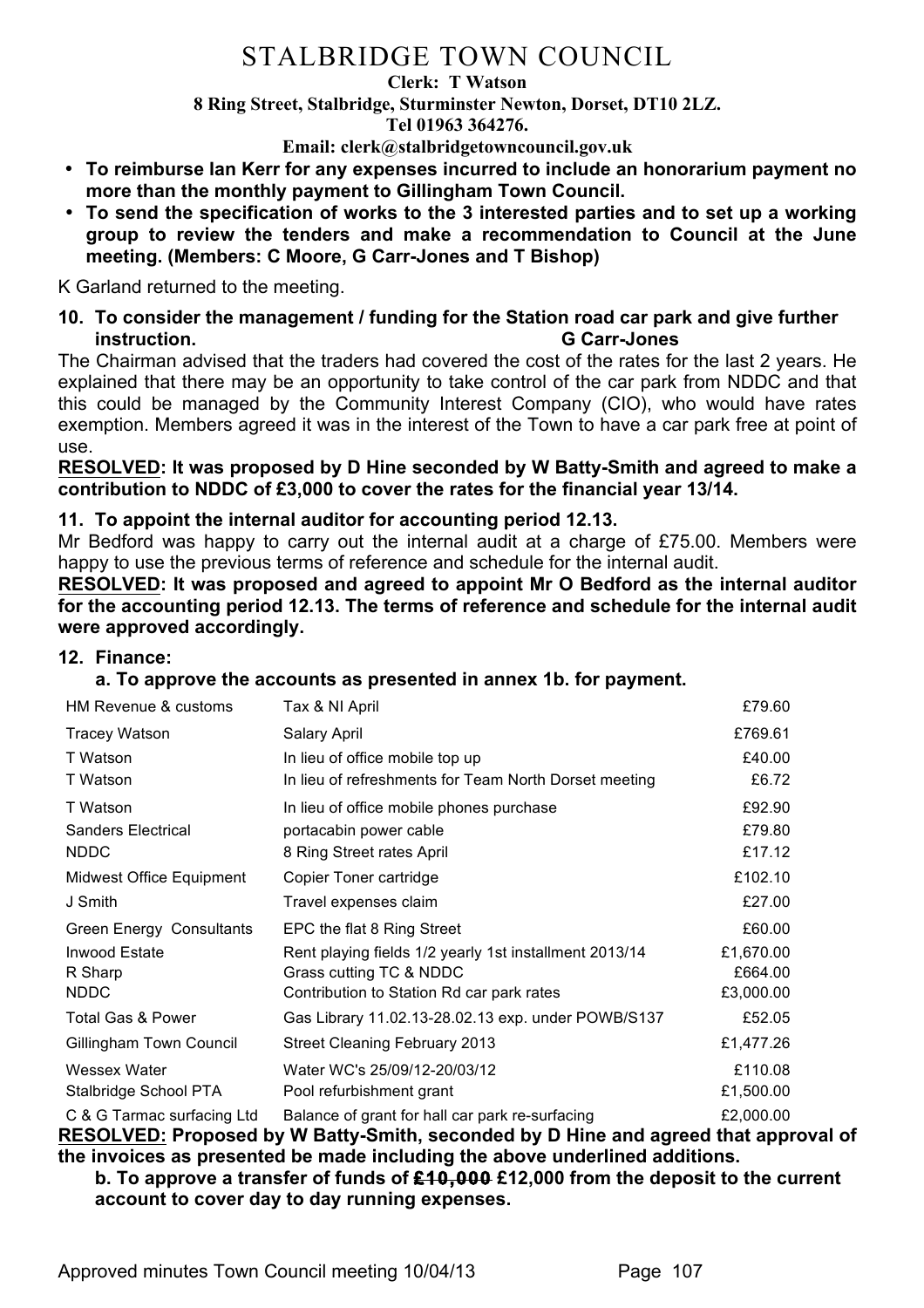# STALBRIDGE TOWN COUNCIL

**Clerk: T Watson**
**8 Ring Street, Stalbridge, Sturminster Newton, Dorset, DT10 2LZ.**
**Tel 01963 364276.**
**Email: clerk@stalbridgetowncouncil.gov.uk**

- **To reimburse Ian Kerr for any expenses incurred to include an honorarium payment no more than the monthly payment to Gillingham Town Council.**
- **To send the specification of works to the 3 interested parties and to set up a working group to review the tenders and make a recommendation to Council at the June meeting. (Members: C Moore, G Carr-Jones and T Bishop)**

K Garland returned to the meeting.

**10. To consider the management / funding for the Station road car park and give further instruction. G Carr-Jones**

The Chairman advised that the traders had covered the cost of the rates for the last 2 years. He explained that there may be an opportunity to take control of the car park from NDDC and that this could be managed by the Community Interest Company (CIO), who would have rates exemption. Members agreed it was in the interest of the Town to have a car park free at point of use.

**RESOLVED: It was proposed by D Hine seconded by W Batty-Smith and agreed to make a contribution to NDDC of £3,000 to cover the rates for the financial year 13/14.**

**11. To appoint the internal auditor for accounting period 12.13.**

Mr Bedford was happy to carry out the internal audit at a charge of £75.00. Members were happy to use the previous terms of reference and schedule for the internal audit.

**RESOLVED: It was proposed and agreed to appoint Mr O Bedford as the internal auditor for the accounting period 12.13. The terms of reference and schedule for the internal audit were approved accordingly.**

**12. Finance:**

**a. To approve the accounts as presented in annex 1b. for payment.**

| | | |
|---|---|---|
| HM Revenue & customs | Tax & NI April | £79.60 |
| Tracey Watson | Salary April | £769.61 |
| T Watson | In lieu of office mobile top up | £40.00 |
| T Watson | In lieu of refreshments for Team North Dorset meeting | £6.72 |
| T Watson | In lieu of office mobile phones purchase | £92.90 |
| Sanders Electrical | portacabin power cable | £79.80 |
| NDDC | 8 Ring Street rates April | £17.12 |
| Midwest Office Equipment | Copier Toner cartridge | £102.10 |
| J Smith | Travel expenses claim | £27.00 |
| Green Energy Consultants | EPC the flat 8 Ring Street | £60.00 |
| Inwood Estate | Rent playing fields 1/2 yearly 1st installment 2013/14 | £1,670.00 |
| R Sharp | Grass cutting TC & NDDC | £664.00 |
| NDDC | Contribution to Station Rd car park rates | £3,000.00 |
| Total Gas & Power | Gas Library 11.02.13-28.02.13 exp. under POWB/S137 | £52.05 |
| Gillingham Town Council | Street Cleaning February 2013 | £1,477.26 |
| Wessex Water | Water WC's 25/09/12-20/03/12 | £110.08 |
| Stalbridge School PTA | Pool refurbishment grant | £1,500.00 |
| C & G Tarmac surfacing Ltd | Balance of grant for hall car park re-surfacing | £2,000.00 |

**RESOLVED: Proposed by W Batty-Smith, seconded by D Hine and agreed that approval of the invoices as presented be made including the above underlined additions.**

**b. To approve a transfer of funds of ~~£10,000~~ £12,000 from the deposit to the current account to cover day to day running expenses.**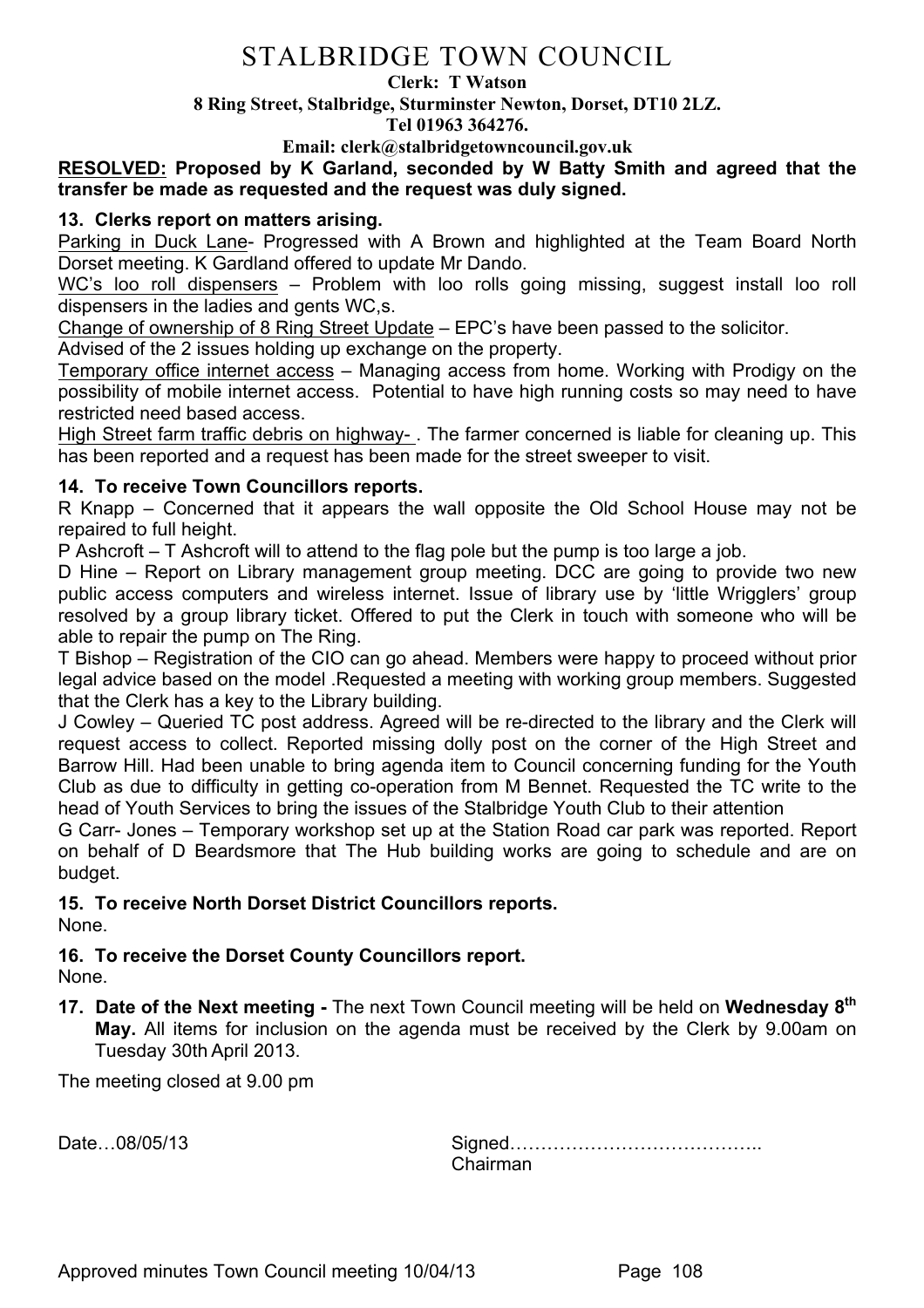# STALBRIDGE TOWN COUNCIL

**Clerk: T Watson**
**8 Ring Street, Stalbridge, Sturminster Newton, Dorset, DT10 2LZ.**
**Tel 01963 364276.**
**Email: clerk@stalbridgetowncouncil.gov.uk**

**RESOLVED: Proposed by K Garland, seconded by W Batty Smith and agreed that the transfer be made as requested and the request was duly signed.**

**13. Clerks report on matters arising.**

Parking in Duck Lane- Progressed with A Brown and highlighted at the Team Board North Dorset meeting. K Gardland offered to update Mr Dando.

WC's loo roll dispensers – Problem with loo rolls going missing, suggest install loo roll dispensers in the ladies and gents WC,s.

Change of ownership of 8 Ring Street Update – EPC's have been passed to the solicitor.
Advised of the 2 issues holding up exchange on the property.

Temporary office internet access – Managing access from home. Working with Prodigy on the possibility of mobile internet access. Potential to have high running costs so may need to have restricted need based access.

High Street farm traffic debris on highway- . The farmer concerned is liable for cleaning up. This has been reported and a request has been made for the street sweeper to visit.

**14. To receive Town Councillors reports.**

R Knapp – Concerned that it appears the wall opposite the Old School House may not be repaired to full height.

P Ashcroft – T Ashcroft will to attend to the flag pole but the pump is too large a job.

D Hine – Report on Library management group meeting. DCC are going to provide two new public access computers and wireless internet. Issue of library use by 'little Wrigglers' group resolved by a group library ticket. Offered to put the Clerk in touch with someone who will be able to repair the pump on The Ring.

T Bishop – Registration of the CIO can go ahead. Members were happy to proceed without prior legal advice based on the model .Requested a meeting with working group members. Suggested that the Clerk has a key to the Library building.

J Cowley – Queried TC post address. Agreed will be re-directed to the library and the Clerk will request access to collect. Reported missing dolly post on the corner of the High Street and Barrow Hill. Had been unable to bring agenda item to Council concerning funding for the Youth Club as due to difficulty in getting co-operation from M Bennet. Requested the TC write to the head of Youth Services to bring the issues of the Stalbridge Youth Club to their attention

G Carr- Jones – Temporary workshop set up at the Station Road car park was reported. Report on behalf of D Beardsmore that The Hub building works are going to schedule and are on budget.

**15. To receive North Dorset District Councillors reports.**

None.

**16. To receive the Dorset County Councillors report.**

None.

**17. Date of the Next meeting -** The next Town Council meeting will be held on **Wednesday 8th May.** All items for inclusion on the agenda must be received by the Clerk by 9.00am on Tuesday 30th April 2013.

The meeting closed at 9.00 pm

Date…08/05/13

Signed…………………………………..
Chairman

Approved minutes Town Council meeting 10/04/13